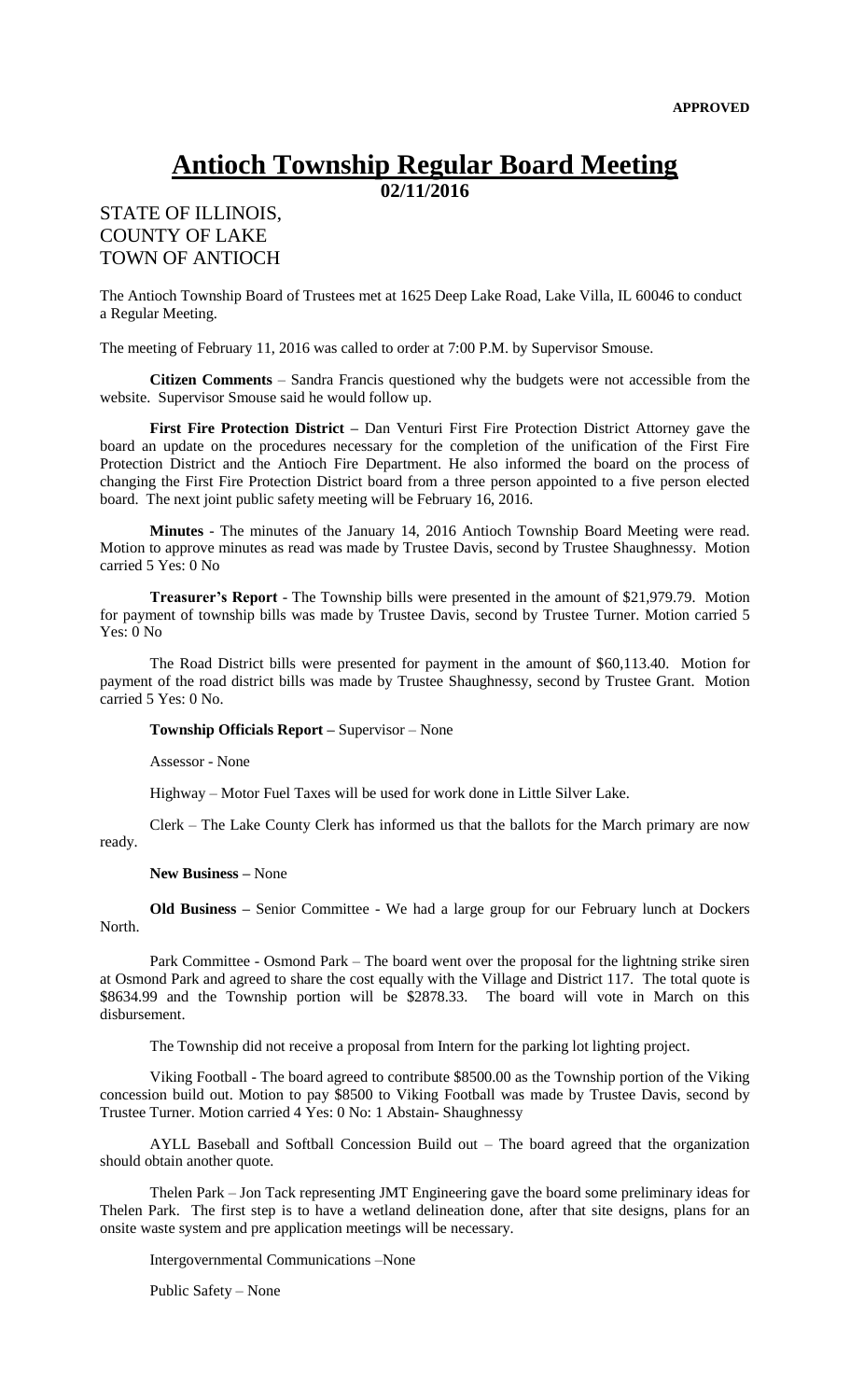**APPROVED**

# Antioch Township Regular Board Meeting

**02/11/2016**

STATE OF ILLINOIS,
COUNTY OF LAKE
TOWN OF ANTIOCH

The Antioch Township Board of Trustees met at 1625 Deep Lake Road, Lake Villa, IL 60046 to conduct a Regular Meeting.

The meeting of February 11, 2016 was called to order at 7:00 P.M. by Supervisor Smouse.

**Citizen Comments** – Sandra Francis questioned why the budgets were not accessible from the website. Supervisor Smouse said he would follow up.

**First Fire Protection District –** Dan Venturi First Fire Protection District Attorney gave the board an update on the procedures necessary for the completion of the unification of the First Fire Protection District and the Antioch Fire Department. He also informed the board on the process of changing the First Fire Protection District board from a three person appointed to a five person elected board. The next joint public safety meeting will be February 16, 2016.

**Minutes** - The minutes of the January 14, 2016 Antioch Township Board Meeting were read. Motion to approve minutes as read was made by Trustee Davis, second by Trustee Shaughnessy. Motion carried 5 Yes: 0 No

**Treasurer's Report** - The Township bills were presented in the amount of $21,979.79. Motion for payment of township bills was made by Trustee Davis, second by Trustee Turner. Motion carried 5 Yes: 0 No

The Road District bills were presented for payment in the amount of $60,113.40. Motion for payment of the road district bills was made by Trustee Shaughnessy, second by Trustee Grant. Motion carried 5 Yes: 0 No.

**Township Officials Report –** Supervisor – None

Assessor - None

Highway – Motor Fuel Taxes will be used for work done in Little Silver Lake.

Clerk – The Lake County Clerk has informed us that the ballots for the March primary are now ready.

**New Business –** None

**Old Business –** Senior Committee - We had a large group for our February lunch at Dockers North.

Park Committee - Osmond Park – The board went over the proposal for the lightning strike siren at Osmond Park and agreed to share the cost equally with the Village and District 117. The total quote is $8634.99 and the Township portion will be $2878.33. The board will vote in March on this disbursement.

The Township did not receive a proposal from Intern for the parking lot lighting project.

Viking Football - The board agreed to contribute $8500.00 as the Township portion of the Viking concession build out. Motion to pay $8500 to Viking Football was made by Trustee Davis, second by Trustee Turner. Motion carried 4 Yes: 0 No: 1 Abstain- Shaughnessy

AYLL Baseball and Softball Concession Build out – The board agreed that the organization should obtain another quote.

Thelen Park – Jon Tack representing JMT Engineering gave the board some preliminary ideas for Thelen Park. The first step is to have a wetland delineation done, after that site designs, plans for an onsite waste system and pre application meetings will be necessary.

Intergovernmental Communications –None

Public Safety – None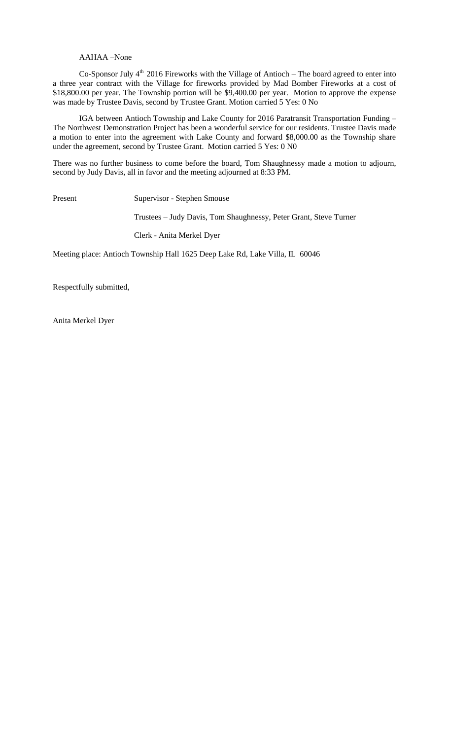AAHAA –None

Co-Sponsor July 4th 2016 Fireworks with the Village of Antioch – The board agreed to enter into a three year contract with the Village for fireworks provided by Mad Bomber Fireworks at a cost of $18,800.00 per year. The Township portion will be $9,400.00 per year. Motion to approve the expense was made by Trustee Davis, second by Trustee Grant. Motion carried 5 Yes: 0 No

IGA between Antioch Township and Lake County for 2016 Paratransit Transportation Funding – The Northwest Demonstration Project has been a wonderful service for our residents. Trustee Davis made a motion to enter into the agreement with Lake County and forward $8,000.00 as the Township share under the agreement, second by Trustee Grant. Motion carried 5 Yes: 0 N0

There was no further business to come before the board, Tom Shaughnessy made a motion to adjourn, second by Judy Davis, all in favor and the meeting adjourned at 8:33 PM.

Present Supervisor - Stephen Smouse

Trustees – Judy Davis, Tom Shaughnessy, Peter Grant, Steve Turner

Clerk - Anita Merkel Dyer

Meeting place: Antioch Township Hall 1625 Deep Lake Rd, Lake Villa, IL 60046

Respectfully submitted,

Anita Merkel Dyer